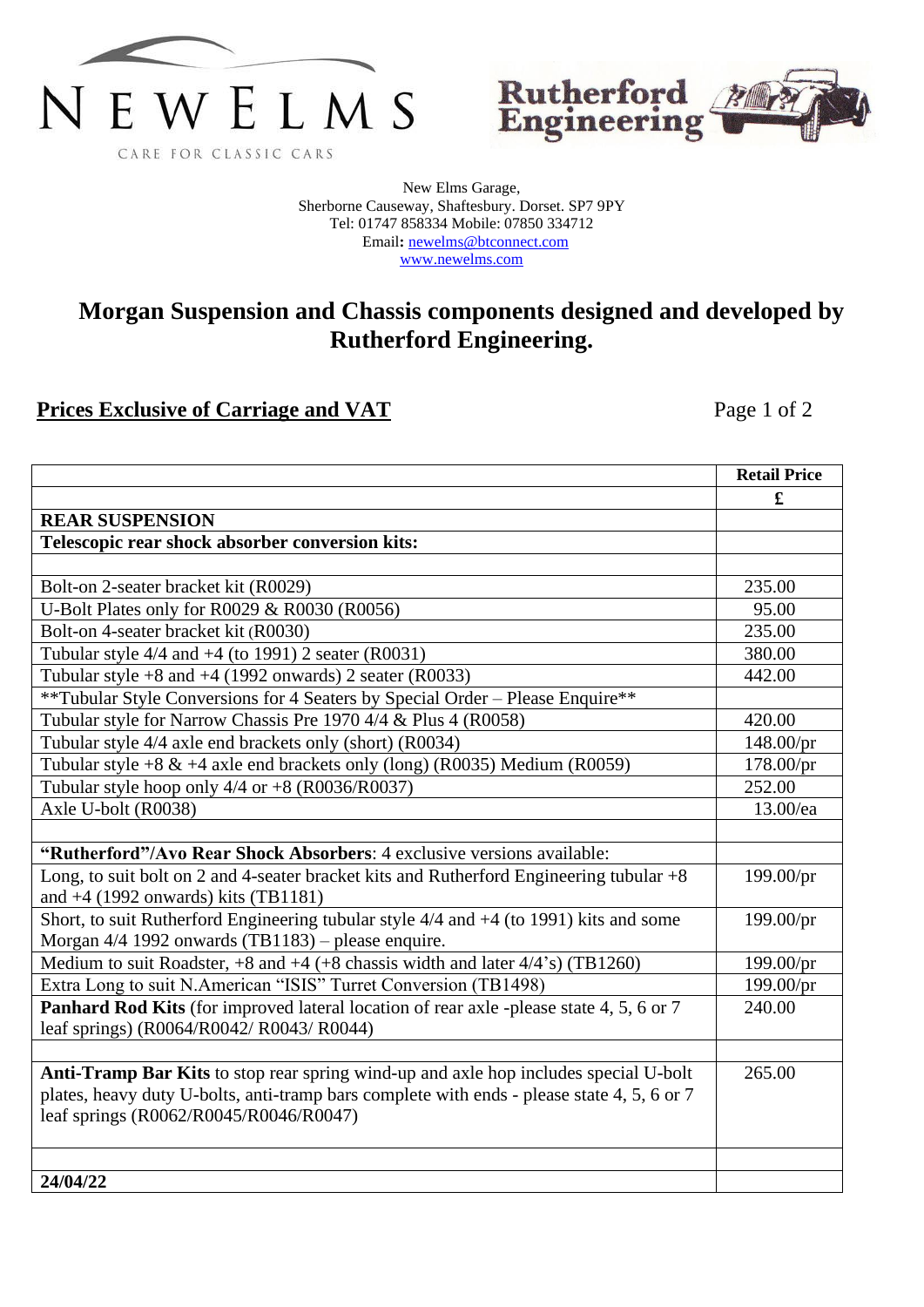NEWELMS

CARE FOR CLASSIC CARS

Rutherford Engineering

New Elms Garage,
Sherborne Causeway, Shaftesbury. Dorset. SP7 9PY
Tel: 01747 858334 Mobile: 07850 334712
Email: newelms@btconnect.com
www.newelms.com

# Morgan Suspension and Chassis components designed and developed by Rutherford Engineering.

**Prices Exclusive of Carriage and VAT**

| | Retail Price |
|---|---|
| | **£** |
| **REAR SUSPENSION** | |
| **Telescopic rear shock absorber conversion kits:** | |
| | |
| Bolt-on 2-seater bracket kit (R0029) | 235.00 |
| U-Bolt Plates only for R0029 & R0030 (R0056) | 95.00 |
| Bolt-on 4-seater bracket kit (R0030) | 235.00 |
| Tubular style 4/4 and +4 (to 1991) 2 seater (R0031) | 380.00 |
| Tubular style +8 and +4 (1992 onwards) 2 seater (R0033) | 442.00 |
| **Tubular Style Conversions for 4 Seaters by Special Order – Please Enquire** | |
| Tubular style for Narrow Chassis Pre 1970 4/4 & Plus 4 (R0058) | 420.00 |
| Tubular style 4/4 axle end brackets only (short) (R0034) | 148.00/pr |
| Tubular style +8 & +4 axle end brackets only (long) (R0035) Medium (R0059) | 178.00/pr |
| Tubular style hoop only 4/4 or +8 (R0036/R0037) | 252.00 |
| Axle U-bolt (R0038) | 13.00/ea |
| | |
| **"Rutherford"/Avo Rear Shock Absorbers**: 4 exclusive versions available: | |
| Long, to suit bolt on 2 and 4-seater bracket kits and Rutherford Engineering tubular +8 and +4 (1992 onwards) kits (TB1181) | 199.00/pr |
| Short, to suit Rutherford Engineering tubular style 4/4 and +4 (to 1991) kits and some Morgan 4/4 1992 onwards (TB1183) – please enquire. | 199.00/pr |
| Medium to suit Roadster, +8 and +4 (+8 chassis width and later 4/4's) (TB1260) | 199.00/pr |
| Extra Long to suit N.American "ISIS" Turret Conversion (TB1498) | 199.00/pr |
| **Panhard Rod Kits** (for improved lateral location of rear axle -please state 4, 5, 6 or 7 leaf springs) (R0064/R0042/ R0043/ R0044) | 240.00 |
| | |
| **Anti-Tramp Bar Kits** to stop rear spring wind-up and axle hop includes special U-bolt plates, heavy duty U-bolts, anti-tramp bars complete with ends - please state 4, 5, 6 or 7 leaf springs (R0062/R0045/R0046/R0047) | 265.00 |
| | |
| **24/04/22** | |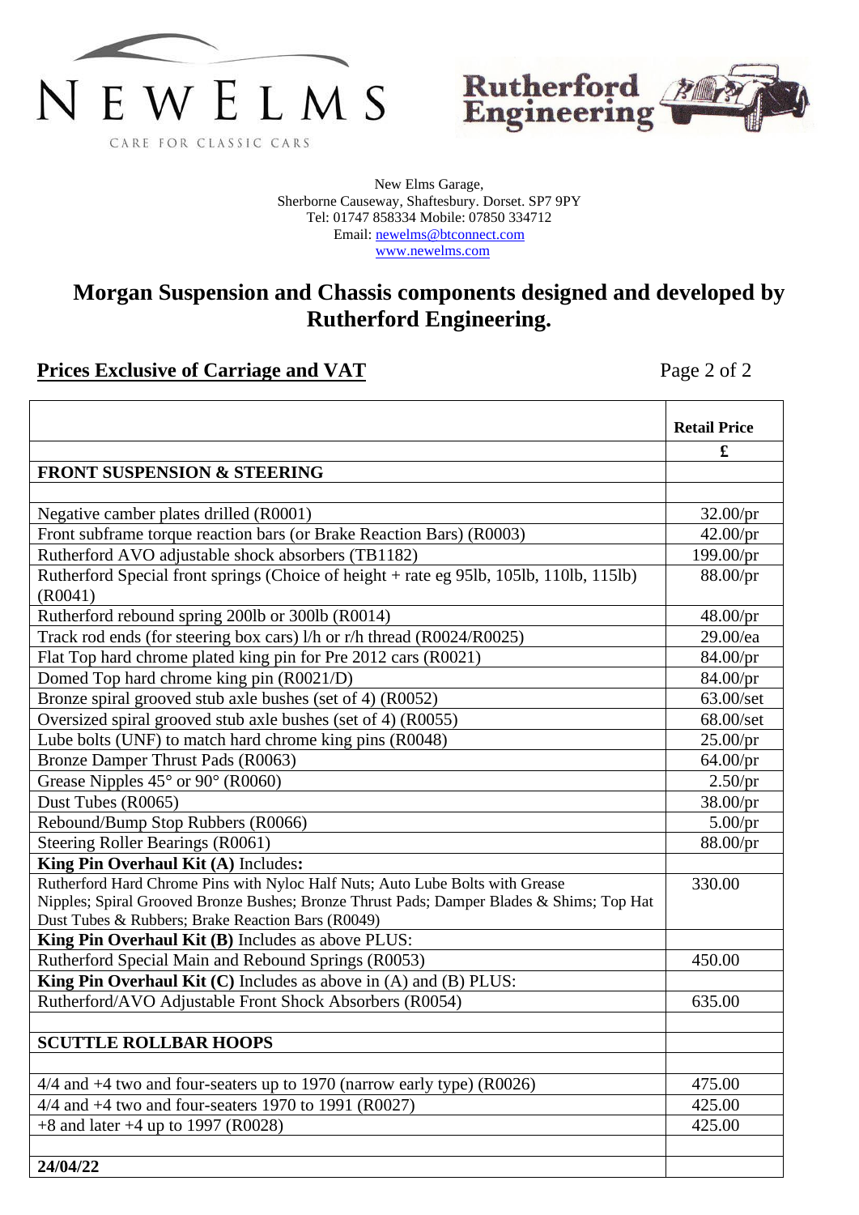NEWELMS

CARE FOR CLASSIC CARS

Rutherford Engineering

New Elms Garage,
Sherborne Causeway, Shaftesbury. Dorset. SP7 9PY
Tel: 01747 858334 Mobile: 07850 334712
Email: newelms@btconnect.com
www.newelms.com

# Morgan Suspension and Chassis components designed and developed by Rutherford Engineering.

**Prices Exclusive of Carriage and VAT**

| | **Retail Price** |
|---|---|
| | **£** |
| **FRONT SUSPENSION & STEERING** | |
| | |
| Negative camber plates drilled (R0001) | 32.00/pr |
| Front subframe torque reaction bars (or Brake Reaction Bars) (R0003) | 42.00/pr |
| Rutherford AVO adjustable shock absorbers (TB1182) | 199.00/pr |
| Rutherford Special front springs (Choice of height + rate eg 95lb, 105lb, 110lb, 115lb) (R0041) | 88.00/pr |
| Rutherford rebound spring 200lb or 300lb (R0014) | 48.00/pr |
| Track rod ends (for steering box cars) l/h or r/h thread (R0024/R0025) | 29.00/ea |
| Flat Top hard chrome plated king pin for Pre 2012 cars (R0021) | 84.00/pr |
| Domed Top hard chrome king pin (R0021/D) | 84.00/pr |
| Bronze spiral grooved stub axle bushes (set of 4) (R0052) | 63.00/set |
| Oversized spiral grooved stub axle bushes (set of 4) (R0055) | 68.00/set |
| Lube bolts (UNF) to match hard chrome king pins (R0048) | 25.00/pr |
| Bronze Damper Thrust Pads (R0063) | 64.00/pr |
| Grease Nipples 45° or 90° (R0060) | 2.50/pr |
| Dust Tubes (R0065) | 38.00/pr |
| Rebound/Bump Stop Rubbers (R0066) | 5.00/pr |
| Steering Roller Bearings (R0061) | 88.00/pr |
| **King Pin Overhaul Kit (A)** Includes**:** | |
| Rutherford Hard Chrome Pins with Nyloc Half Nuts; Auto Lube Bolts with Grease Nipples; Spiral Grooved Bronze Bushes; Bronze Thrust Pads; Damper Blades & Shims; Top Hat Dust Tubes & Rubbers; Brake Reaction Bars (R0049) | 330.00 |
| **King Pin Overhaul Kit (B)** Includes as above PLUS: | |
| Rutherford Special Main and Rebound Springs (R0053) | 450.00 |
| **King Pin Overhaul Kit (C)** Includes as above in (A) and (B) PLUS: | |
| Rutherford/AVO Adjustable Front Shock Absorbers (R0054) | 635.00 |
| | |
| **SCUTTLE ROLLBAR HOOPS** | |
| | |
| 4/4 and +4 two and four-seaters up to 1970 (narrow early type) (R0026) | 475.00 |
| 4/4 and +4 two and four-seaters 1970 to 1991 (R0027) | 425.00 |
| +8 and later +4 up to 1997 (R0028) | 425.00 |
| | |
| **24/04/22** | |